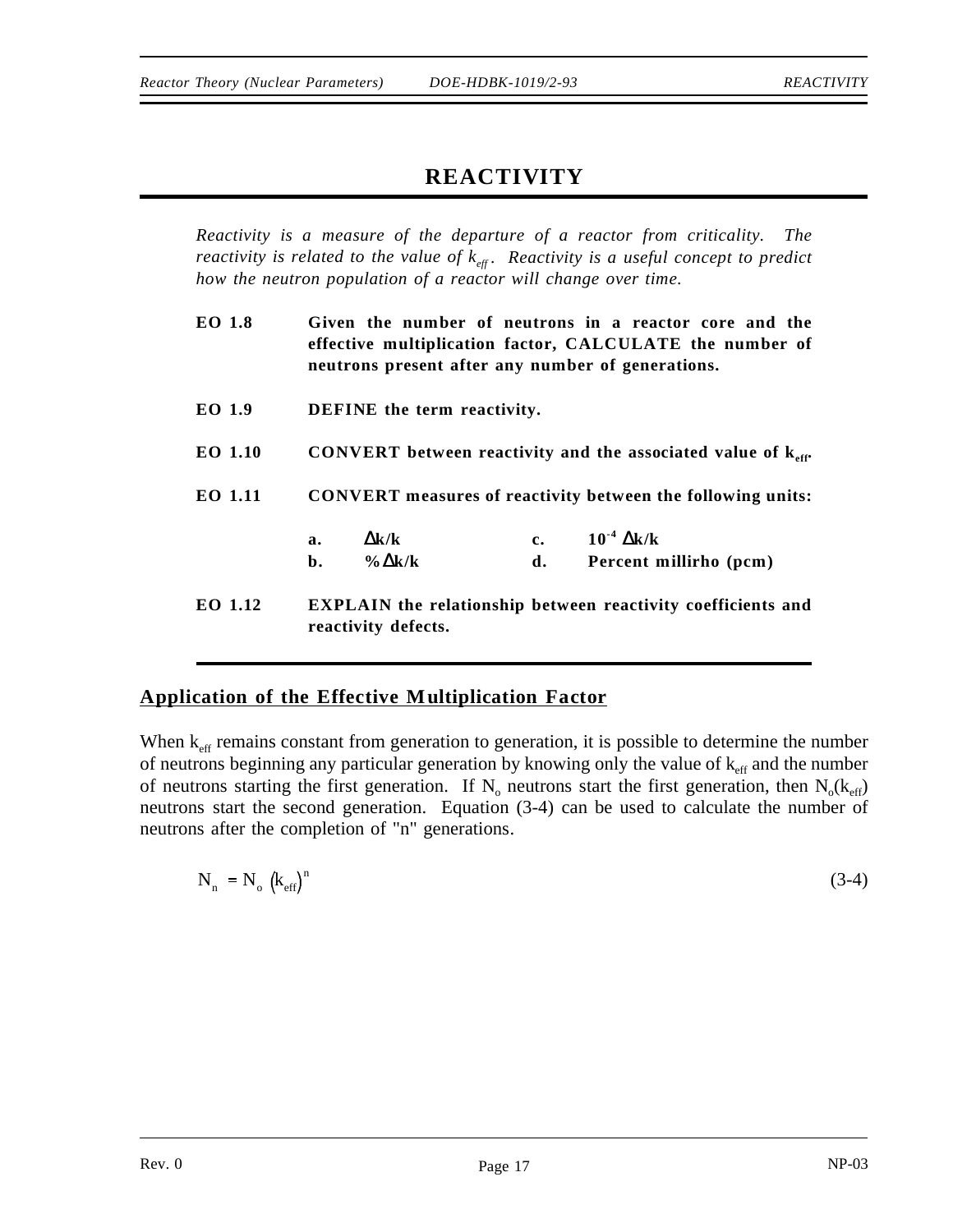# REACTIVITY

*Reactivity is a measure of the departure of a reactor from criticality. The reactivity is related to the value of $k_{eff}$. Reactivity is a useful concept to predict how the neutron population of a reactor will change over time.*

**EO 1.8** **Given the number of neutrons in a reactor core and the effective multiplication factor, CALCULATE the number of neutrons present after any number of generations.**

**EO 1.9** **DEFINE the term reactivity.**

**EO 1.10** **CONVERT between reactivity and the associated value of $k_{eff}$.**

**EO 1.11** **CONVERT measures of reactivity between the following units:**

- **a.** **$\Delta k/k$**
- **b.** **$\%\Delta k/k$**
- **c.** **$10^{-4}$ $\Delta k/k$**
- **d.** **Percent millirho (pcm)**

**EO 1.12** **EXPLAIN the relationship between reactivity coefficients and reactivity defects.**

## Application of the Effective Multiplication Factor

When $k_{eff}$ remains constant from generation to generation, it is possible to determine the number of neutrons beginning any particular generation by knowing only the value of $k_{eff}$ and the number of neutrons starting the first generation. If $N_o$ neutrons start the first generation, then $N_o(k_{eff})$ neutrons start the second generation. Equation (3-4) can be used to calculate the number of neutrons after the completion of "n" generations.

$$N_n = N_o \left(k_{eff}\right)^n \tag{3-4}$$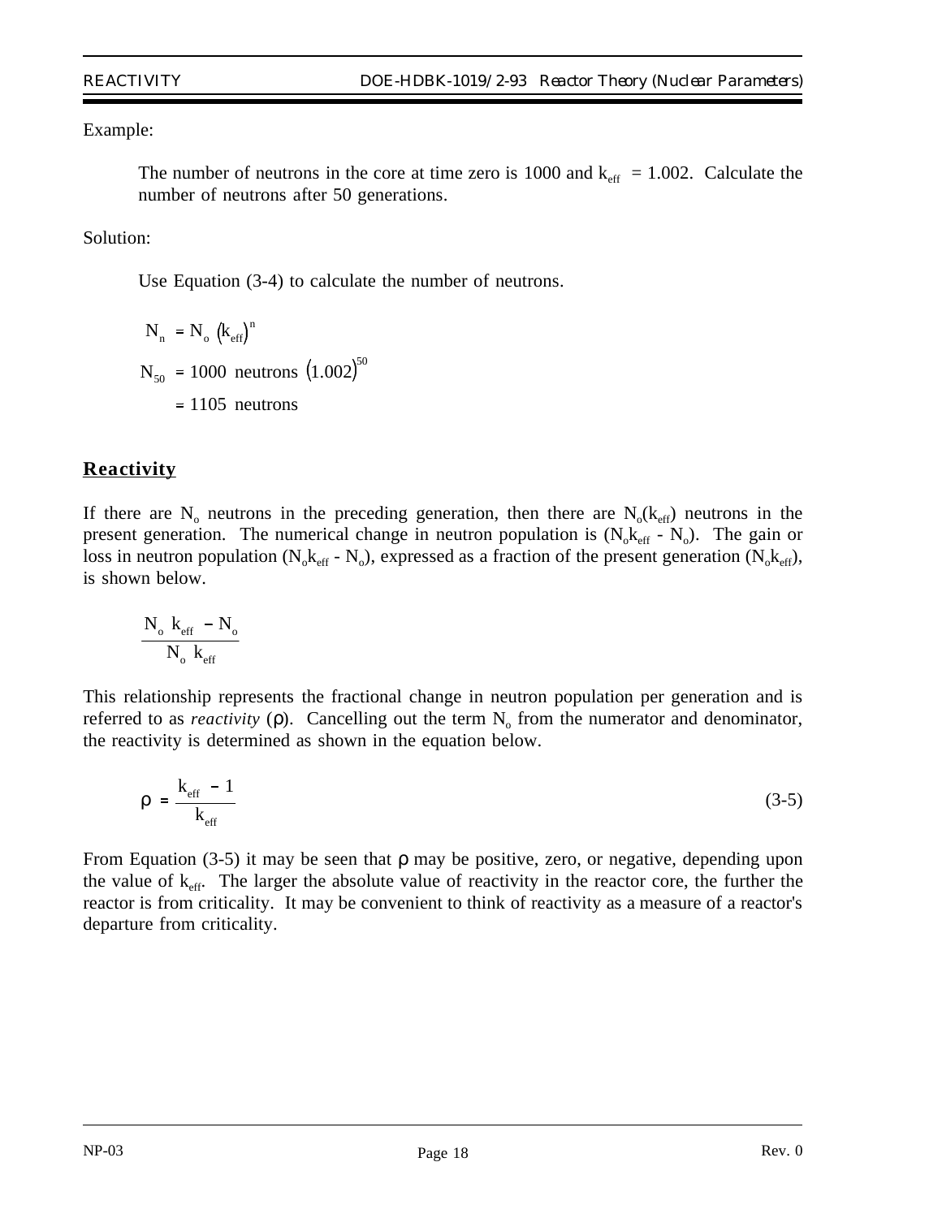Example:

The number of neutrons in the core at time zero is 1000 and $k_{eff}$ = 1.002. Calculate the number of neutrons after 50 generations.

Solution:

Use Equation (3-4) to calculate the number of neutrons.

$$N_n = N_o \left(k_{eff}\right)^n$$

$$N_{50} = 1000 \text{ neutrons } \left(1.002\right)^{50}$$

$$= 1105 \text{ neutrons}$$

## Reactivity

If there are $N_o$ neutrons in the preceding generation, then there are $N_o(k_{eff})$ neutrons in the present generation. The numerical change in neutron population is $(N_o k_{eff} - N_o)$. The gain or loss in neutron population $(N_o k_{eff} - N_o)$, expressed as a fraction of the present generation $(N_o k_{eff})$, is shown below.

$$\frac{N_o \ k_{eff} - N_o}{N_o \ k_{eff}}$$

This relationship represents the fractional change in neutron population per generation and is referred to as *reactivity* ($\rho$). Cancelling out the term $N_o$ from the numerator and denominator, the reactivity is determined as shown in the equation below.

$$\rho = \frac{k_{eff} - 1}{k_{eff}} \qquad (3\text{-}5)$$

From Equation (3-5) it may be seen that $\rho$ may be positive, zero, or negative, depending upon the value of $k_{eff}$. The larger the absolute value of reactivity in the reactor core, the further the reactor is from criticality. It may be convenient to think of reactivity as a measure of a reactor's departure from criticality.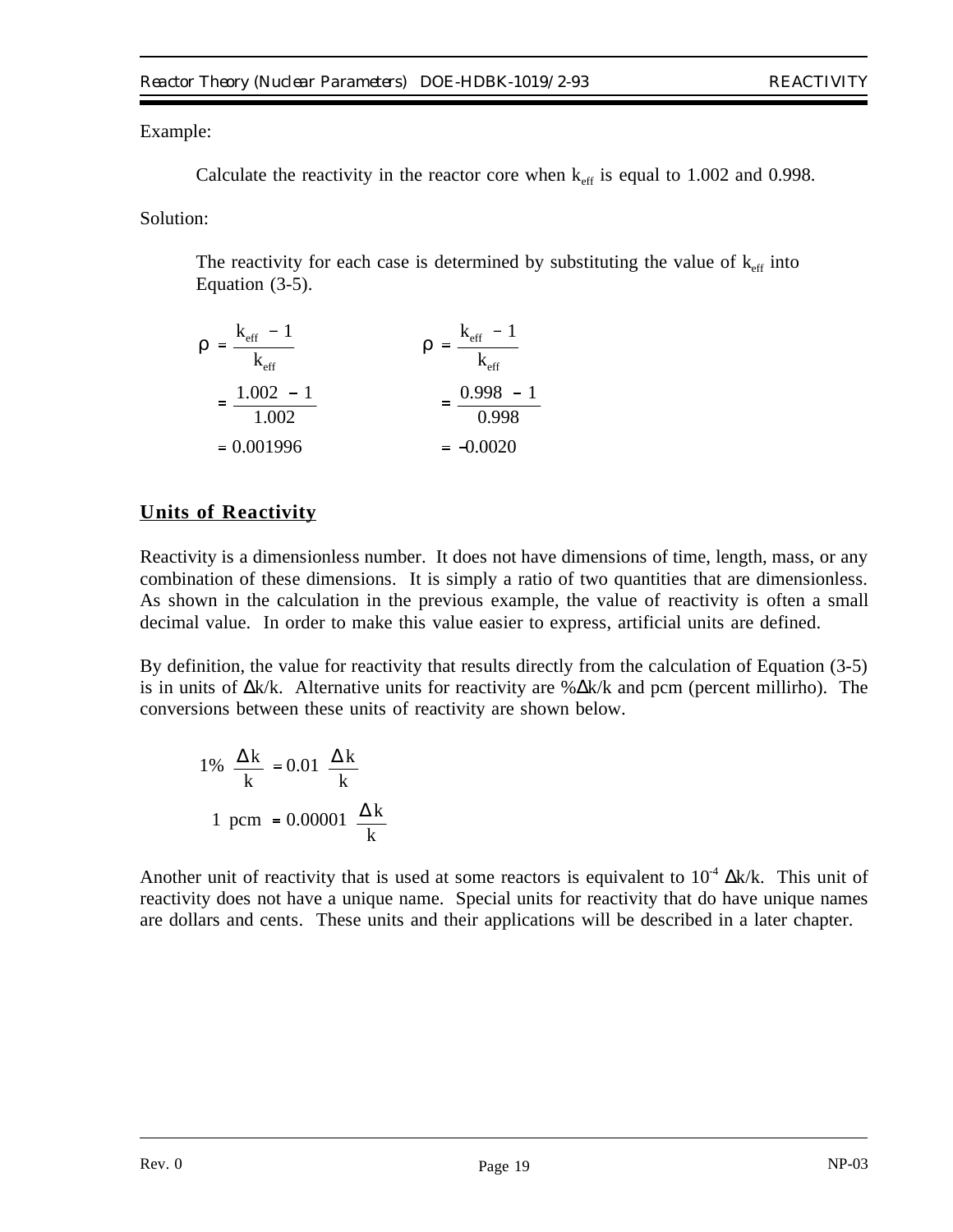Example:

Calculate the reactivity in the reactor core when $k_{eff}$ is equal to 1.002 and 0.998.

Solution:

The reactivity for each case is determined by substituting the value of $k_{eff}$ into Equation (3-5).

$$\rho = \frac{k_{eff} - 1}{k_{eff}} \qquad\qquad \rho = \frac{k_{eff} - 1}{k_{eff}}$$

$$= \frac{1.002 - 1}{1.002} \qquad\qquad = \frac{0.998 - 1}{0.998}$$

$$= 0.001996 \qquad\qquad = -0.0020$$

## Units of Reactivity

Reactivity is a dimensionless number. It does not have dimensions of time, length, mass, or any combination of these dimensions. It is simply a ratio of two quantities that are dimensionless. As shown in the calculation in the previous example, the value of reactivity is often a small decimal value. In order to make this value easier to express, artificial units are defined.

By definition, the value for reactivity that results directly from the calculation of Equation (3-5) is in units of $\Delta k/k$. Alternative units for reactivity are $\%\Delta k/k$ and pcm (percent millirho). The conversions between these units of reactivity are shown below.

$$1\% \ \frac{\Delta k}{k} = 0.01 \ \frac{\Delta k}{k}$$

$$1 \ \text{pcm} = 0.00001 \ \frac{\Delta k}{k}$$

Another unit of reactivity that is used at some reactors is equivalent to $10^{-4}$ $\Delta k/k$. This unit of reactivity does not have a unique name. Special units for reactivity that do have unique names are dollars and cents. These units and their applications will be described in a later chapter.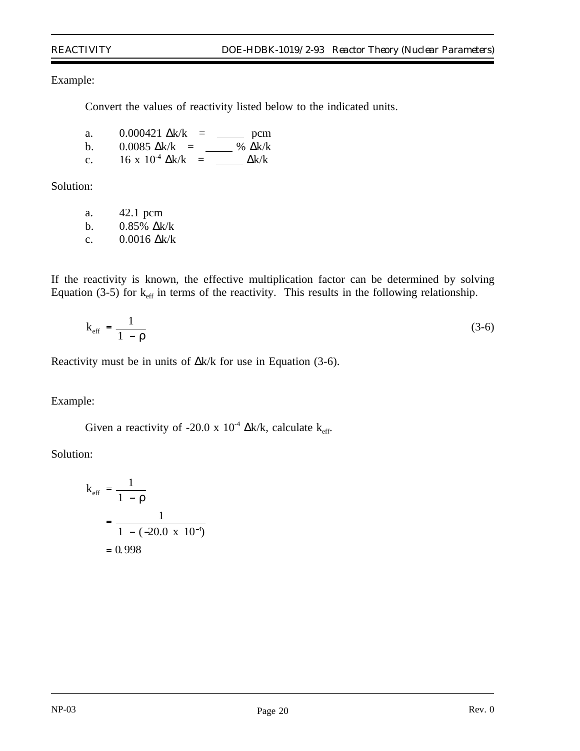Example:

Convert the values of reactivity listed below to the indicated units.

a. $0.000421\ \Delta k/k$ = _____ pcm
b. $0.0085\ \Delta k/k$ = _____ % $\Delta k/k$
c. $16 \times 10^{-4}\ \Delta k/k$ = _____ $\Delta k/k$

Solution:

a. 42.1 pcm
b. 0.85% $\Delta k/k$
c. 0.0016 $\Delta k/k$

If the reactivity is known, the effective multiplication factor can be determined by solving Equation (3-5) for $k_{eff}$ in terms of the reactivity. This results in the following relationship.

$$k_{eff} = \frac{1}{1 - \rho} \tag{3-6}$$

Reactivity must be in units of $\Delta k/k$ for use in Equation (3-6).

Example:

Given a reactivity of $-20.0 \times 10^{-4}\ \Delta k/k$, calculate $k_{eff}$.

Solution:

$$\begin{aligned} k_{eff} &= \frac{1}{1 - \rho} \\ &= \frac{1}{1 - (-20.0 \times 10^{-4})} \\ &= 0.998 \end{aligned}$$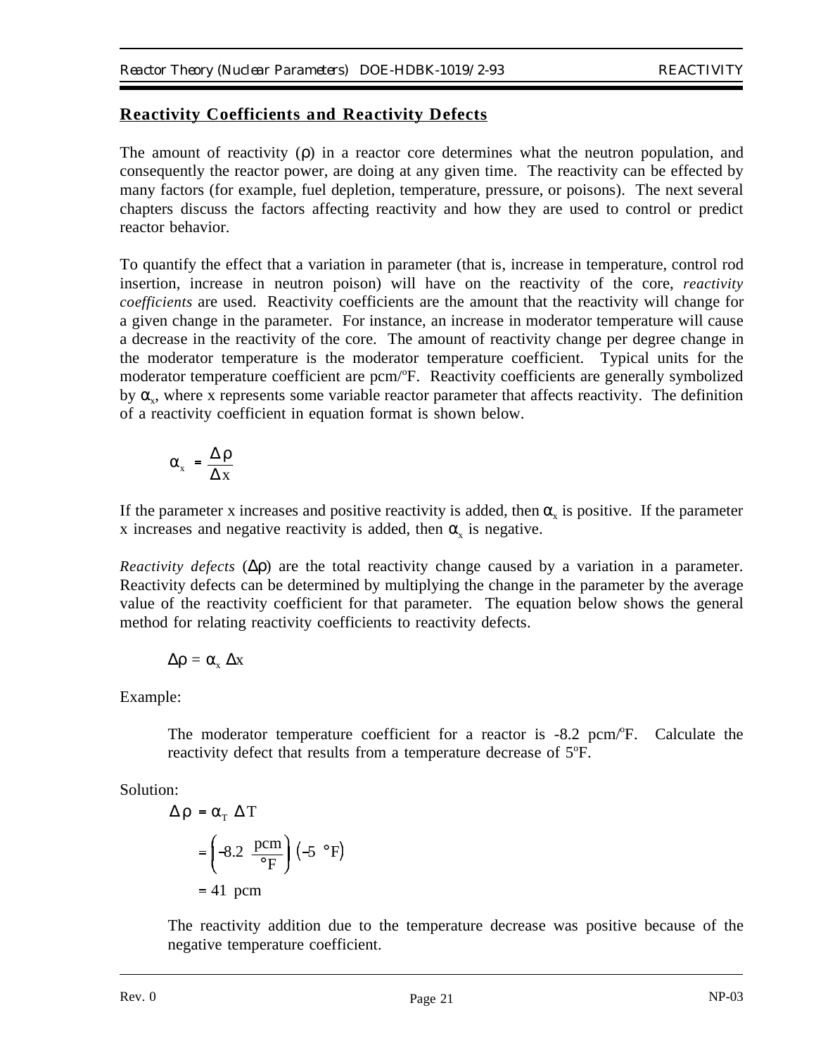## Reactivity Coefficients and Reactivity Defects

The amount of reactivity ($\rho$) in a reactor core determines what the neutron population, and consequently the reactor power, are doing at any given time. The reactivity can be effected by many factors (for example, fuel depletion, temperature, pressure, or poisons). The next several chapters discuss the factors affecting reactivity and how they are used to control or predict reactor behavior.

To quantify the effect that a variation in parameter (that is, increase in temperature, control rod insertion, increase in neutron poison) will have on the reactivity of the core, *reactivity coefficients* are used. Reactivity coefficients are the amount that the reactivity will change for a given change in the parameter. For instance, an increase in moderator temperature will cause a decrease in the reactivity of the core. The amount of reactivity change per degree change in the moderator temperature is the moderator temperature coefficient. Typical units for the moderator temperature coefficient are pcm/°F. Reactivity coefficients are generally symbolized by $\alpha_x$, where x represents some variable reactor parameter that affects reactivity. The definition of a reactivity coefficient in equation format is shown below.

$$\alpha_x = \frac{\Delta \rho}{\Delta x}$$

If the parameter x increases and positive reactivity is added, then $\alpha_x$ is positive. If the parameter x increases and negative reactivity is added, then $\alpha_x$ is negative.

*Reactivity defects* ($\Delta\rho$) are the total reactivity change caused by a variation in a parameter. Reactivity defects can be determined by multiplying the change in the parameter by the average value of the reactivity coefficient for that parameter. The equation below shows the general method for relating reactivity coefficients to reactivity defects.

$$\Delta\rho = \alpha_x \, \Delta x$$

Example:

The moderator temperature coefficient for a reactor is -8.2 pcm/°F. Calculate the reactivity defect that results from a temperature decrease of 5°F.

Solution:

$$\begin{aligned}
\Delta \rho &= \alpha_T \, \Delta T \\
&= \left(-8.2 \ \frac{\text{pcm}}{°\text{F}}\right) \left(-5 \ °\text{F}\right) \\
&= 41 \ \text{pcm}
\end{aligned}$$

The reactivity addition due to the temperature decrease was positive because of the negative temperature coefficient.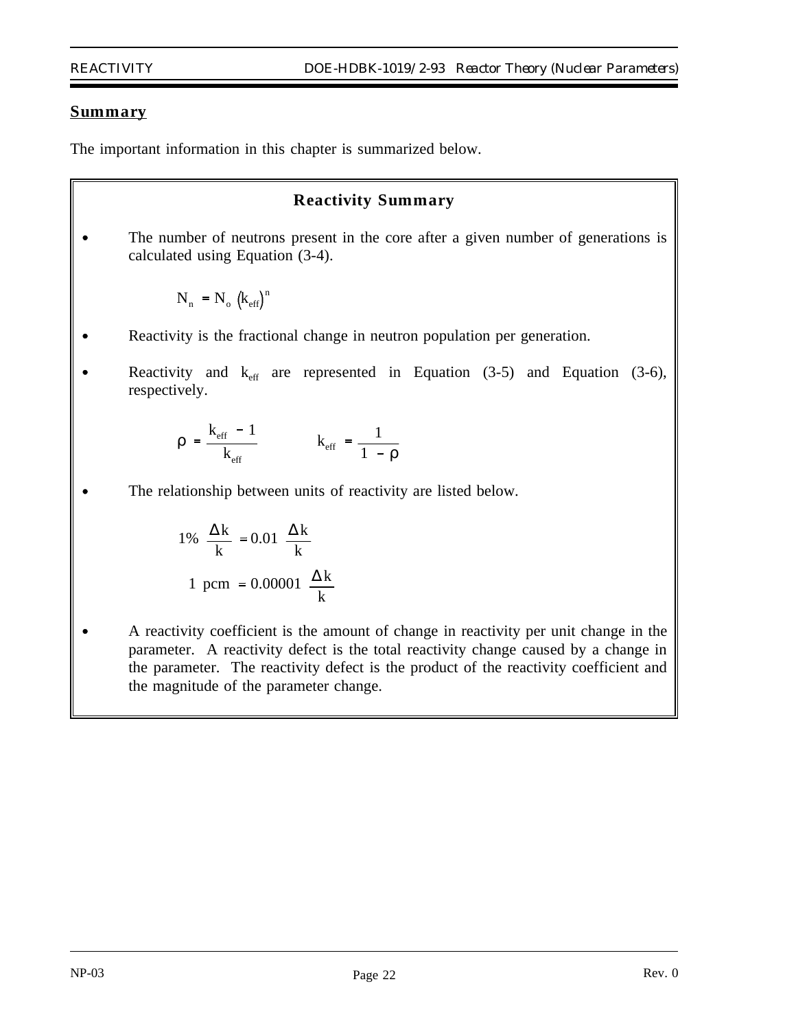## Summary

The important information in this chapter is summarized below.

### Reactivity Summary

- The number of neutrons present in the core after a given number of generations is calculated using Equation (3-4).

$$N_n = N_o \left(k_{eff}\right)^n$$

- Reactivity is the fractional change in neutron population per generation.

- Reactivity and $k_{eff}$ are represented in Equation (3-5) and Equation (3-6), respectively.

$$\rho = \frac{k_{eff} - 1}{k_{eff}} \qquad\qquad k_{eff} = \frac{1}{1 - \rho}$$

- The relationship between units of reactivity are listed below.

$$1\% \ \frac{\Delta k}{k} = 0.01 \ \frac{\Delta k}{k}$$

$$1 \ \text{pcm} = 0.00001 \ \frac{\Delta k}{k}$$

- A reactivity coefficient is the amount of change in reactivity per unit change in the parameter. A reactivity defect is the total reactivity change caused by a change in the parameter. The reactivity defect is the product of the reactivity coefficient and the magnitude of the parameter change.